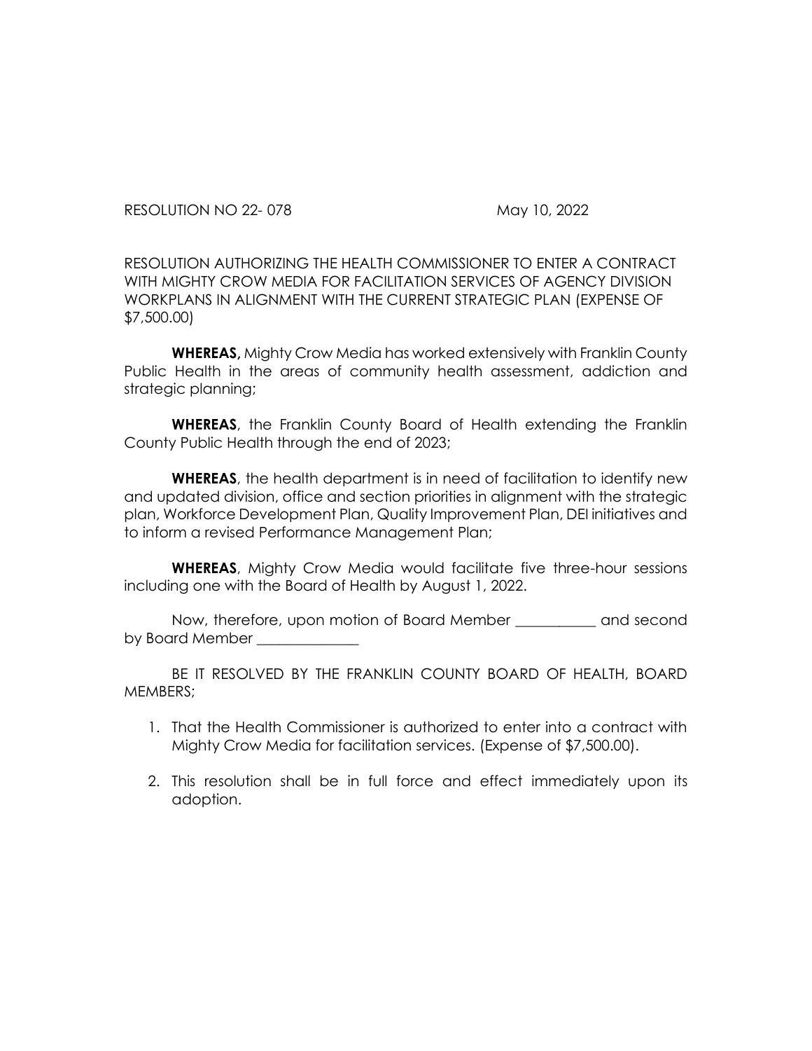RESOLUTION NO 22- 078 May 10, 2022

RESOLUTION AUTHORIZING THE HEALTH COMMISSIONER TO ENTER A CONTRACT WITH MIGHTY CROW MEDIA FOR FACILITATION SERVICES OF AGENCY DIVISION WORKPLANS IN ALIGNMENT WITH THE CURRENT STRATEGIC PLAN (EXPENSE OF $7,500.00)

**WHEREAS,** Mighty Crow Media has worked extensively with Franklin County Public Health in the areas of community health assessment, addiction and strategic planning;

**WHEREAS**, the Franklin County Board of Health extending the Franklin County Public Health through the end of 2023;

**WHEREAS**, the health department is in need of facilitation to identify new and updated division, office and section priorities in alignment with the strategic plan, Workforce Development Plan, Quality Improvement Plan, DEI initiatives and to inform a revised Performance Management Plan;

**WHEREAS**, Mighty Crow Media would facilitate five three-hour sessions including one with the Board of Health by August 1, 2022.

Now, therefore, upon motion of Board Member ___________ and second by Board Member ______________

BE IT RESOLVED BY THE FRANKLIN COUNTY BOARD OF HEALTH, BOARD MEMBERS;

1. That the Health Commissioner is authorized to enter into a contract with Mighty Crow Media for facilitation services. (Expense of $7,500.00).
2. This resolution shall be in full force and effect immediately upon its adoption.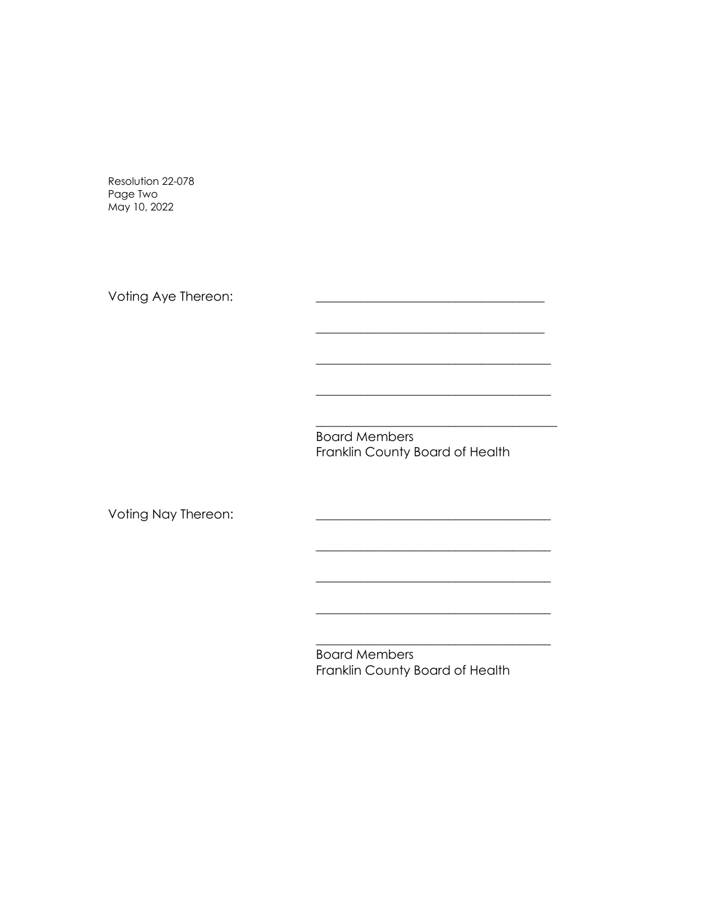Resolution 22-078
Page Two
May 10, 2022

Voting Aye Thereon: \_\_\_\_\_\_\_\_\_\_\_\_\_\_\_\_\_\_\_\_\_\_\_\_\_\_\_\_\_\_\_\_\_\_\_

\_\_\_\_\_\_\_\_\_\_\_\_\_\_\_\_\_\_\_\_\_\_\_\_\_\_\_\_\_\_\_\_\_\_\_

\_\_\_\_\_\_\_\_\_\_\_\_\_\_\_\_\_\_\_\_\_\_\_\_\_\_\_\_\_\_\_\_\_\_\_

\_\_\_\_\_\_\_\_\_\_\_\_\_\_\_\_\_\_\_\_\_\_\_\_\_\_\_\_\_\_\_\_\_\_\_

\_\_\_\_\_\_\_\_\_\_\_\_\_\_\_\_\_\_\_\_\_\_\_\_\_\_\_\_\_\_\_\_\_\_\_
Board Members
Franklin County Board of Health

Voting Nay Thereon: \_\_\_\_\_\_\_\_\_\_\_\_\_\_\_\_\_\_\_\_\_\_\_\_\_\_\_\_\_\_\_\_\_\_\_

\_\_\_\_\_\_\_\_\_\_\_\_\_\_\_\_\_\_\_\_\_\_\_\_\_\_\_\_\_\_\_\_\_\_\_

\_\_\_\_\_\_\_\_\_\_\_\_\_\_\_\_\_\_\_\_\_\_\_\_\_\_\_\_\_\_\_\_\_\_\_

\_\_\_\_\_\_\_\_\_\_\_\_\_\_\_\_\_\_\_\_\_\_\_\_\_\_\_\_\_\_\_\_\_\_\_

\_\_\_\_\_\_\_\_\_\_\_\_\_\_\_\_\_\_\_\_\_\_\_\_\_\_\_\_\_\_\_\_\_\_\_
Board Members
Franklin County Board of Health